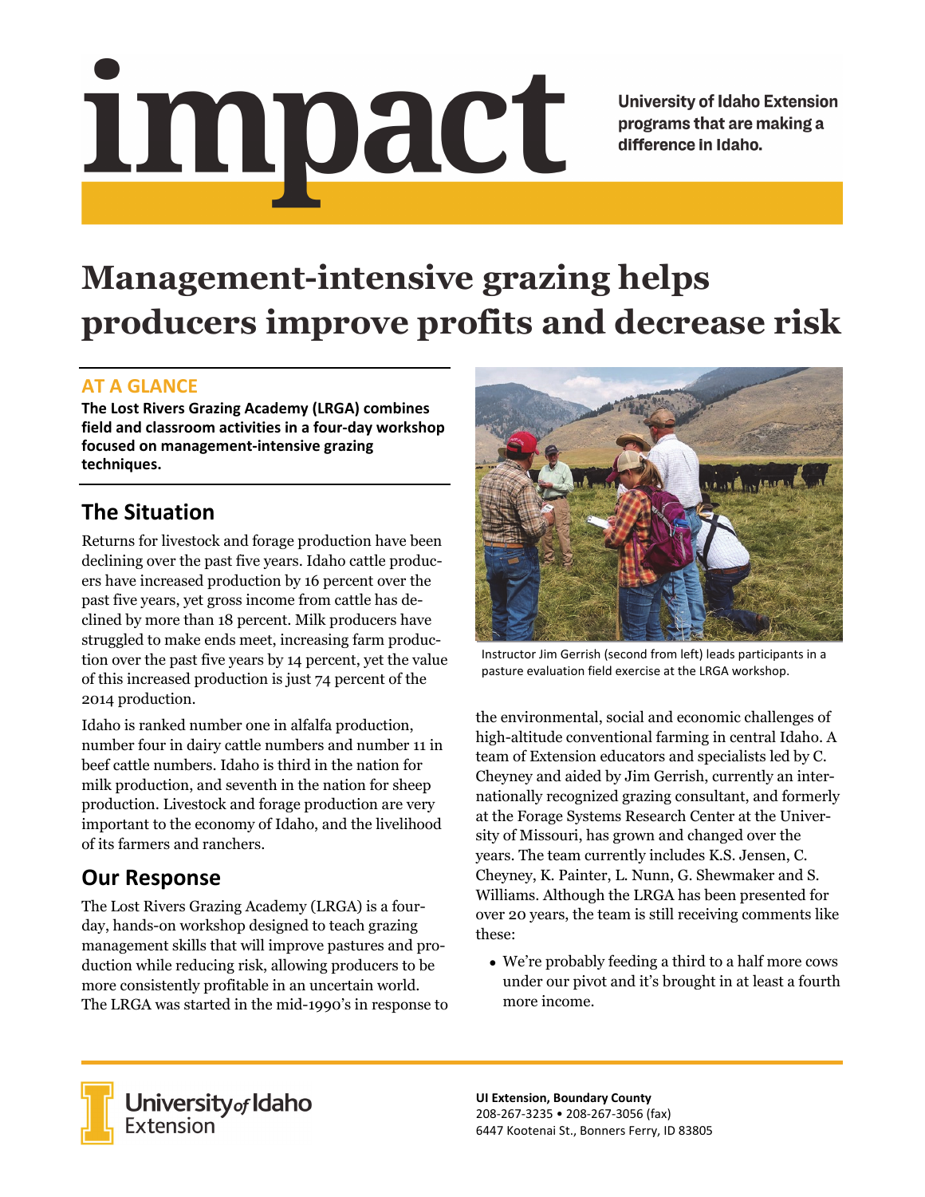# impact

University of Idaho Extension programs that are making a difference in Idaho.

# Management-intensive grazing helps producers improve profits and decrease risk

## AT A GLANCE

**The Lost Rivers Grazing Academy (LRGA) combines field and classroom activities in a four-day workshop focused on management-intensive grazing techniques.**

## The Situation

Returns for livestock and forage production have been declining over the past five years. Idaho cattle producers have increased production by 16 percent over the past five years, yet gross income from cattle has declined by more than 18 percent. Milk producers have struggled to make ends meet, increasing farm production over the past five years by 14 percent, yet the value of this increased production is just 74 percent of the 2014 production.

Idaho is ranked number one in alfalfa production, number four in dairy cattle numbers and number 11 in beef cattle numbers. Idaho is third in the nation for milk production, and seventh in the nation for sheep production. Livestock and forage production are very important to the economy of Idaho, and the livelihood of its farmers and ranchers.

## Our Response

The Lost Rivers Grazing Academy (LRGA) is a four-day, hands-on workshop designed to teach grazing management skills that will improve pastures and production while reducing risk, allowing producers to be more consistently profitable in an uncertain world. The LRGA was started in the mid-1990's in response to the environmental, social and economic challenges of high-altitude conventional farming in central Idaho. A team of Extension educators and specialists led by C. Cheyney and aided by Jim Gerrish, currently an internationally recognized grazing consultant, and formerly at the Forage Systems Research Center at the University of Missouri, has grown and changed over the years. The team currently includes K.S. Jensen, C. Cheyney, K. Painter, L. Nunn, G. Shewmaker and S. Williams. Although the LRGA has been presented for over 20 years, the team is still receiving comments like these:

Instructor Jim Gerrish (second from left) leads participants in a pasture evaluation field exercise at the LRGA workshop.

- We're probably feeding a third to a half more cows under our pivot and it's brought in at least a fourth more income.

University of Idaho Extension

**UI Extension, Boundary County**
208-267-3235 • 208-267-3056 (fax)
6447 Kootenai St., Bonners Ferry, ID 83805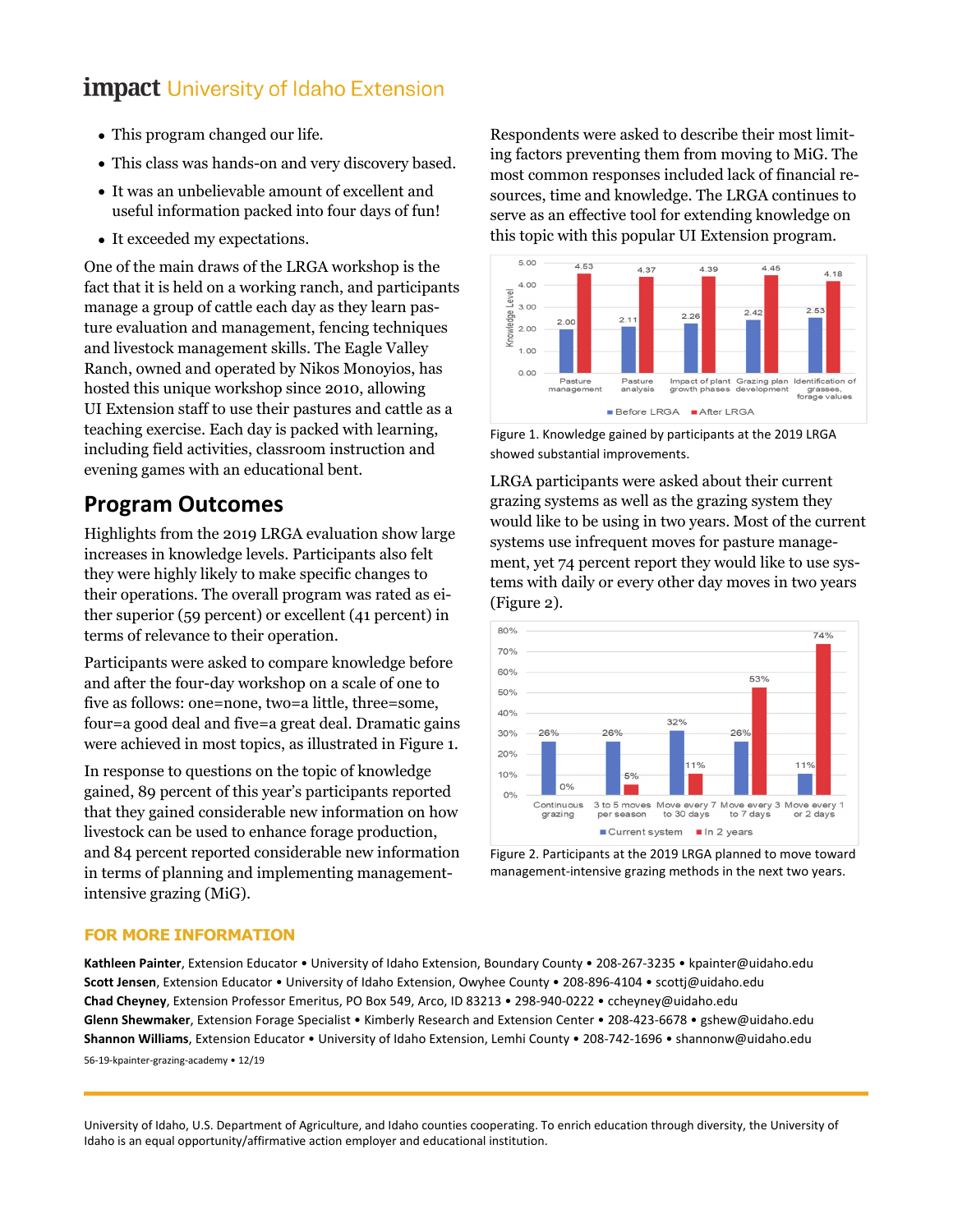- This program changed our life.
- This class was hands-on and very discovery based.
- It was an unbelievable amount of excellent and useful information packed into four days of fun!
- It exceeded my expectations.

One of the main draws of the LRGA workshop is the fact that it is held on a working ranch, and participants manage a group of cattle each day as they learn pasture evaluation and management, fencing techniques and livestock management skills. The Eagle Valley Ranch, owned and operated by Nikos Monoyios, has hosted this unique workshop since 2010, allowing UI Extension staff to use their pastures and cattle as a teaching exercise. Each day is packed with learning, including field activities, classroom instruction and evening games with an educational bent.

## Program Outcomes

Highlights from the 2019 LRGA evaluation show large increases in knowledge levels. Participants also felt they were highly likely to make specific changes to their operations. The overall program was rated as either superior (59 percent) or excellent (41 percent) in terms of relevance to their operation.

Participants were asked to compare knowledge before and after the four-day workshop on a scale of one to five as follows: one=none, two=a little, three=some, four=a good deal and five=a great deal. Dramatic gains were achieved in most topics, as illustrated in Figure 1.

In response to questions on the topic of knowledge gained, 89 percent of this year's participants reported that they gained considerable new information on how livestock can be used to enhance forage production, and 84 percent reported considerable new information in terms of planning and implementing management-intensive grazing (MiG).

Respondents were asked to describe their most limiting factors preventing them from moving to MiG. The most common responses included lack of financial resources, time and knowledge. The LRGA continues to serve as an effective tool for extending knowledge on this topic with this popular UI Extension program.

Knowledge Level
5.00
4.00
3.00
2.00
1.00
0.00
Pasture management: 2.00, 4.53
Pasture analysis: 2.11, 4.37
Impact of plant growth phases: 2.26, 4.39
Grazing plan development: 2.42, 4.45
Identification of grasses, forage values: 2.53, 4.18
Before LRGA
After LRGA

Figure 1. Knowledge gained by participants at the 2019 LRGA showed substantial improvements.

LRGA participants were asked about their current grazing systems as well as the grazing system they would like to be using in two years. Most of the current systems use infrequent moves for pasture management, yet 74 percent report they would like to use systems with daily or every other day moves in two years (Figure 2).

80%
70%
60%
50%
40%
30%
20%
10%
0%
Continuous grazing: 26%, 0%
3 to 5 moves per season: 26%, 5%
Move every 7 to 30 days: 32%, 11%
Move every 3 to 7 days: 26%, 53%
Move every 1 or 2 days: 11%, 74%
Current system
In 2 years

Figure 2. Participants at the 2019 LRGA planned to move toward management-intensive grazing methods in the next two years.

## FOR MORE INFORMATION

**Kathleen Painter**, Extension Educator • University of Idaho Extension, Boundary County • 208-267-3235 • kpainter@uidaho.edu
**Scott Jensen**, Extension Educator • University of Idaho Extension, Owyhee County • 208-896-4104 • scottj@uidaho.edu
**Chad Cheyney**, Extension Professor Emeritus, PO Box 549, Arco, ID 83213 • 298-940-0222 • ccheyney@uidaho.edu
**Glenn Shewmaker**, Extension Forage Specialist • Kimberly Research and Extension Center • 208-423-6678 • gshew@uidaho.edu
**Shannon Williams**, Extension Educator • University of Idaho Extension, Lemhi County • 208-742-1696 • shannonw@uidaho.edu

56-19-kpainter-grazing-academy • 12/19

University of Idaho, U.S. Department of Agriculture, and Idaho counties cooperating. To enrich education through diversity, the University of Idaho is an equal opportunity/affirmative action employer and educational institution.